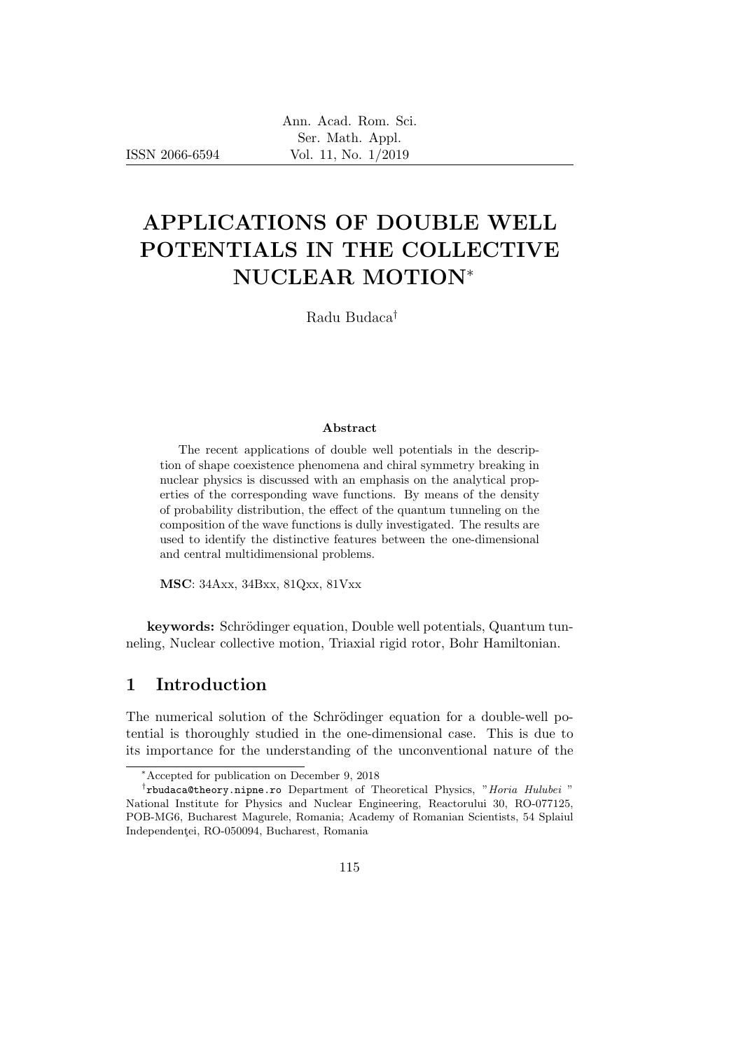# APPLICATIONS OF DOUBLE WELL POTENTIALS IN THE COLLECTIVE NUCLEAR MOTION*

Radu Budaca†

### Abstract

The recent applications of double well potentials in the description of shape coexistence phenomena and chiral symmetry breaking in nuclear physics is discussed with an emphasis on the analytical properties of the corresponding wave functions. By means of the density of probability distribution, the effect of the quantum tunneling on the composition of the wave functions is dully investigated. The results are used to identify the distinctive features between the one-dimensional and central multidimensional problems.

**MSC**: 34Axx, 34Bxx, 81Qxx, 81Vxx

**keywords:** Schrödinger equation, Double well potentials, Quantum tunneling, Nuclear collective motion, Triaxial rigid rotor, Bohr Hamiltonian.

## 1 Introduction

The numerical solution of the Schrödinger equation for a double-well potential is thoroughly studied in the one-dimensional case. This is due to its importance for the understanding of the unconventional nature of the

---

*Accepted for publication on December 9, 2018

†rbudaca@theory.nipne.ro Department of Theoretical Physics, "*Horia Hulubei*" National Institute for Physics and Nuclear Engineering, Reactorului 30, RO-077125, POB-MG6, Bucharest Magurele, Romania; Academy of Romanian Scientists, 54 Splaiul Independenţei, RO-050094, Bucharest, Romania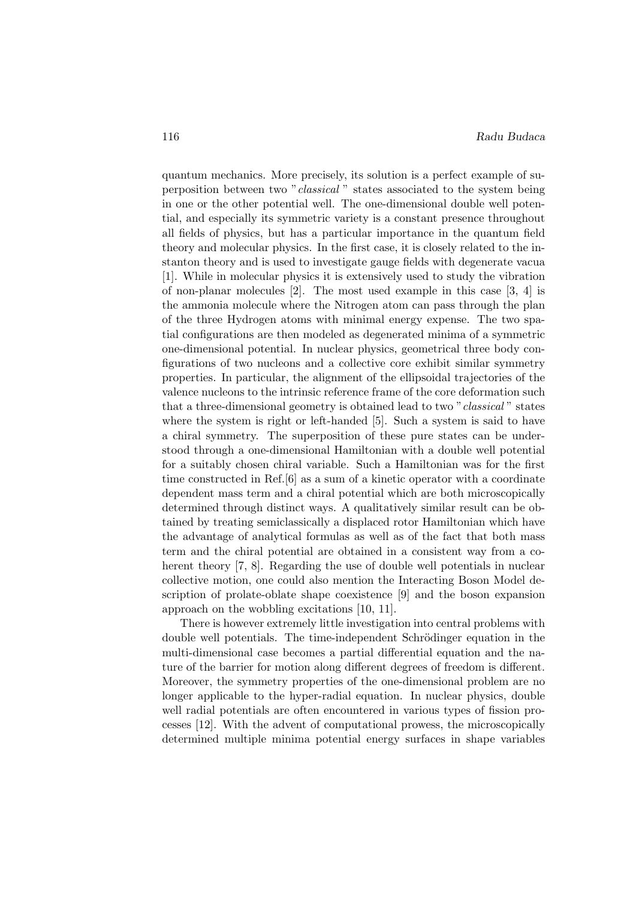quantum mechanics. More precisely, its solution is a perfect example of superposition between two "*classical*" states associated to the system being in one or the other potential well. The one-dimensional double well potential, and especially its symmetric variety is a constant presence throughout all fields of physics, but has a particular importance in the quantum field theory and molecular physics. In the first case, it is closely related to the instanton theory and is used to investigate gauge fields with degenerate vacua [1]. While in molecular physics it is extensively used to study the vibration of non-planar molecules [2]. The most used example in this case [3, 4] is the ammonia molecule where the Nitrogen atom can pass through the plan of the three Hydrogen atoms with minimal energy expense. The two spatial configurations are then modeled as degenerated minima of a symmetric one-dimensional potential. In nuclear physics, geometrical three body configurations of two nucleons and a collective core exhibit similar symmetry properties. In particular, the alignment of the ellipsoidal trajectories of the valence nucleons to the intrinsic reference frame of the core deformation such that a three-dimensional geometry is obtained lead to two "*classical*" states where the system is right or left-handed [5]. Such a system is said to have a chiral symmetry. The superposition of these pure states can be understood through a one-dimensional Hamiltonian with a double well potential for a suitably chosen chiral variable. Such a Hamiltonian was for the first time constructed in Ref.[6] as a sum of a kinetic operator with a coordinate dependent mass term and a chiral potential which are both microscopically determined through distinct ways. A qualitatively similar result can be obtained by treating semiclassically a displaced rotor Hamiltonian which have the advantage of analytical formulas as well as of the fact that both mass term and the chiral potential are obtained in a consistent way from a coherent theory [7, 8]. Regarding the use of double well potentials in nuclear collective motion, one could also mention the Interacting Boson Model description of prolate-oblate shape coexistence [9] and the boson expansion approach on the wobbling excitations [10, 11].

There is however extremely little investigation into central problems with double well potentials. The time-independent Schrödinger equation in the multi-dimensional case becomes a partial differential equation and the nature of the barrier for motion along different degrees of freedom is different. Moreover, the symmetry properties of the one-dimensional problem are no longer applicable to the hyper-radial equation. In nuclear physics, double well radial potentials are often encountered in various types of fission processes [12]. With the advent of computational prowess, the microscopically determined multiple minima potential energy surfaces in shape variables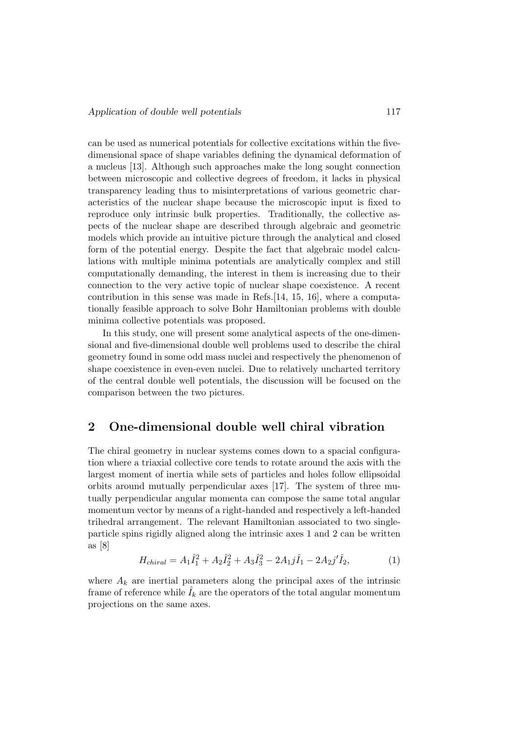can be used as numerical potentials for collective excitations within the five-dimensional space of shape variables defining the dynamical deformation of a nucleus [13]. Although such approaches make the long sought connection between microscopic and collective degrees of freedom, it lacks in physical transparency leading thus to misinterpretations of various geometric characteristics of the nuclear shape because the microscopic input is fixed to reproduce only intrinsic bulk properties. Traditionally, the collective aspects of the nuclear shape are described through algebraic and geometric models which provide an intuitive picture through the analytical and closed form of the potential energy. Despite the fact that algebraic model calculations with multiple minima potentials are analytically complex and still computationally demanding, the interest in them is increasing due to their connection to the very active topic of nuclear shape coexistence. A recent contribution in this sense was made in Refs.[14, 15, 16], where a computationally feasible approach to solve Bohr Hamiltonian problems with double minima collective potentials was proposed.

In this study, one will present some analytical aspects of the one-dimensional and five-dimensional double well problems used to describe the chiral geometry found in some odd mass nuclei and respectively the phenomenon of shape coexistence in even-even nuclei. Due to relatively uncharted territory of the central double well potentials, the discussion will be focused on the comparison between the two pictures.

## 2 One-dimensional double well chiral vibration

The chiral geometry in nuclear systems comes down to a spacial configuration where a triaxial collective core tends to rotate around the axis with the largest moment of inertia while sets of particles and holes follow ellipsoidal orbits around mutually perpendicular axes [17]. The system of three mutually perpendicular angular momenta can compose the same total angular momentum vector by means of a right-handed and respectively a left-handed trihedral arrangement. The relevant Hamiltonian associated to two single-particle spins rigidly aligned along the intrinsic axes 1 and 2 can be written as [8]

$$H_{chiral} = A_1\hat{I}_1^2 + A_2\hat{I}_2^2 + A_3\hat{I}_3^2 - 2A_1j\hat{I}_1 - 2A_2j'\hat{I}_2, \tag{1}$$

where $A_k$ are inertial parameters along the principal axes of the intrinsic frame of reference while $\hat{I}_k$ are the operators of the total angular momentum projections on the same axes.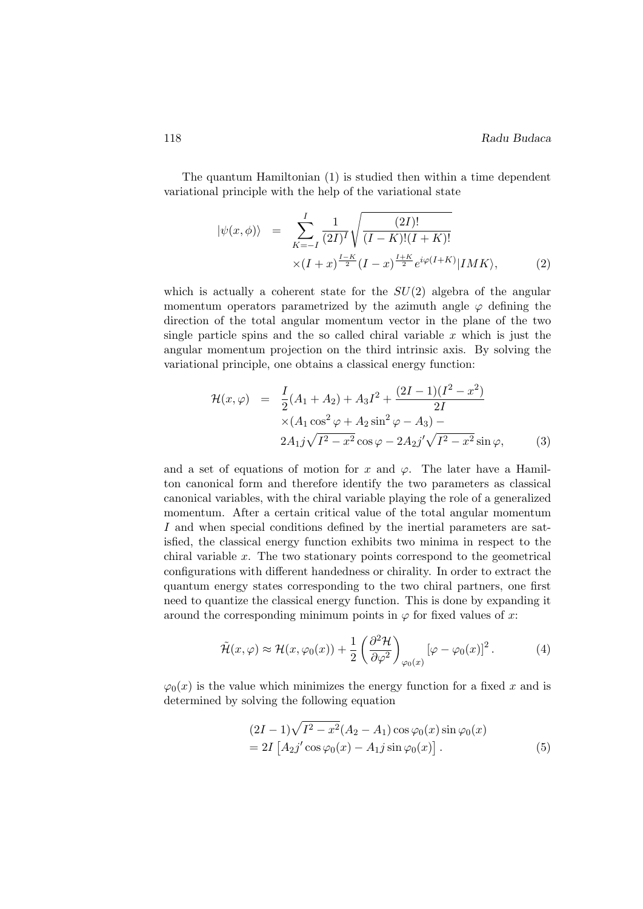The quantum Hamiltonian (1) is studied then within a time dependent variational principle with the help of the variational state

$$
\begin{aligned}
|\psi(x,\phi)\rangle &= \sum_{K=-I}^{I} \frac{1}{(2I)^I}\sqrt{\frac{(2I)!}{(I-K)!(I+K)!}} \\
&\quad \times (I+x)^{\frac{I-K}{2}}(I-x)^{\frac{I+K}{2}} e^{i\varphi(I+K)}|IMK\rangle, \qquad (2)
\end{aligned}
$$

which is actually a coherent state for the $SU(2)$ algebra of the angular momentum operators parametrized by the azimuth angle $\varphi$ defining the direction of the total angular momentum vector in the plane of the two single particle spins and the so called chiral variable $x$ which is just the angular momentum projection on the third intrinsic axis. By solving the variational principle, one obtains a classical energy function:

$$
\begin{aligned}
\mathcal{H}(x,\varphi) &= \frac{I}{2}(A_1+A_2) + A_3 I^2 + \frac{(2I-1)(I^2-x^2)}{2I} \\
&\quad \times (A_1\cos^2\varphi + A_2\sin^2\varphi - A_3) - \\
&\quad 2A_1 j\sqrt{I^2-x^2}\cos\varphi - 2A_2 j'\sqrt{I^2-x^2}\sin\varphi, \qquad (3)
\end{aligned}
$$

and a set of equations of motion for $x$ and $\varphi$. The later have a Hamilton canonical form and therefore identify the two parameters as classical canonical variables, with the chiral variable playing the role of a generalized momentum. After a certain critical value of the total angular momentum $I$ and when special conditions defined by the inertial parameters are satisfied, the classical energy function exhibits two minima in respect to the chiral variable $x$. The two stationary points correspond to the geometrical configurations with different handedness or chirality. In order to extract the quantum energy states corresponding to the two chiral partners, one first need to quantize the classical energy function. This is done by expanding it around the corresponding minimum points in $\varphi$ for fixed values of $x$:

$$
\tilde{\mathcal{H}}(x,\varphi) \approx \mathcal{H}(x,\varphi_0(x)) + \frac{1}{2}\left(\frac{\partial^2\mathcal{H}}{\partial\varphi^2}\right)_{\varphi_0(x)} [\varphi-\varphi_0(x)]^2. \qquad (4)
$$

$\varphi_0(x)$ is the value which minimizes the energy function for a fixed $x$ and is determined by solving the following equation

$$
\begin{aligned}
&(2I-1)\sqrt{I^2-x^2}(A_2-A_1)\cos\varphi_0(x)\sin\varphi_0(x) \\
&= 2I\left[A_2 j'\cos\varphi_0(x) - A_1 j\sin\varphi_0(x)\right]. \qquad (5)
\end{aligned}
$$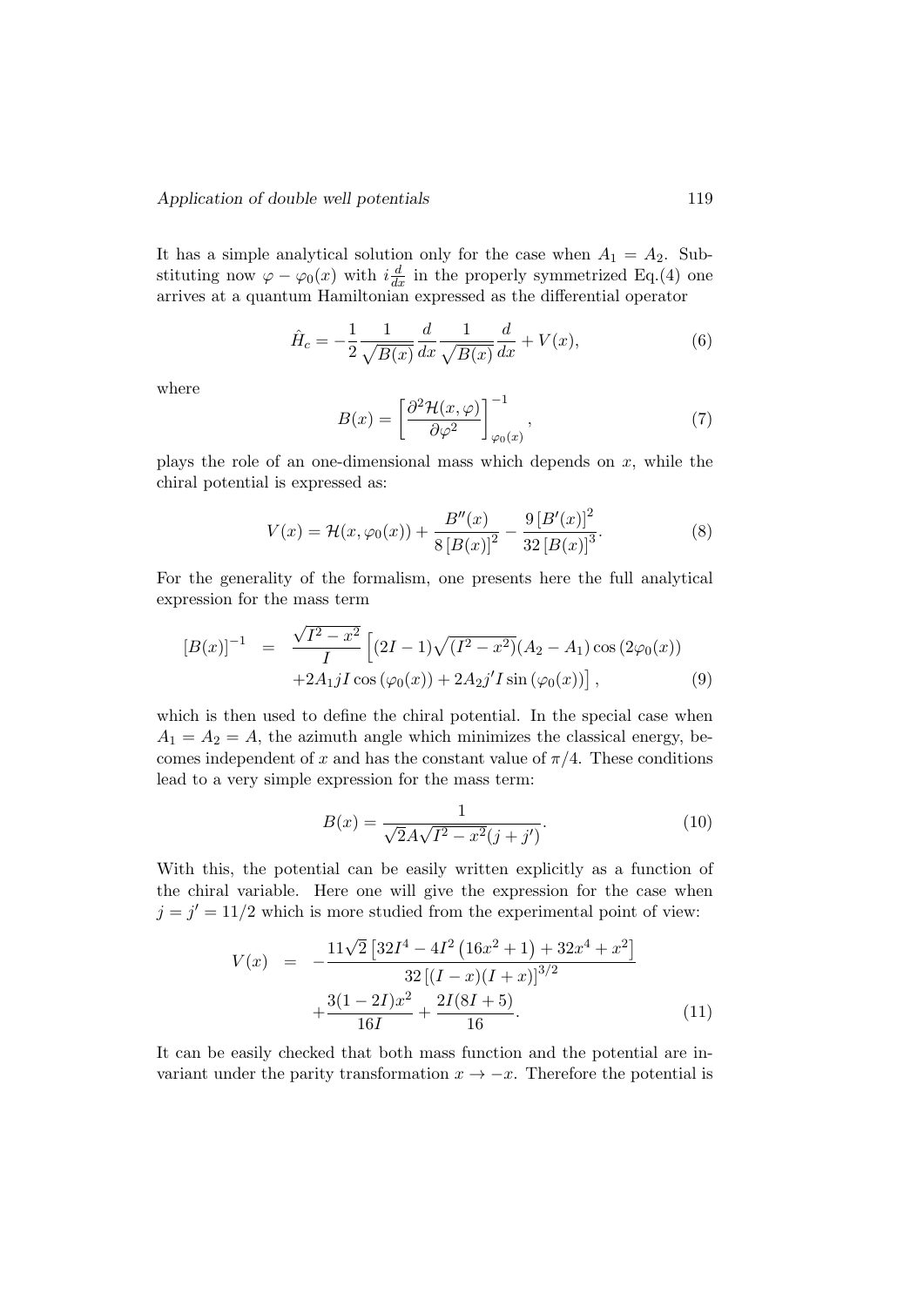It has a simple analytical solution only for the case when $A_1 = A_2$. Substituting now $\varphi - \varphi_0(x)$ with $i\frac{d}{dx}$ in the properly symmetrized Eq.(4) one arrives at a quantum Hamiltonian expressed as the differential operator

$$\hat{H}_c = -\frac{1}{2}\frac{1}{\sqrt{B(x)}}\frac{d}{dx}\frac{1}{\sqrt{B(x)}}\frac{d}{dx} + V(x), \tag{6}$$

where

$$B(x) = \left[\frac{\partial^2 \mathcal{H}(x,\varphi)}{\partial \varphi^2}\right]^{-1}_{\varphi_0(x)}, \tag{7}$$

plays the role of an one-dimensional mass which depends on $x$, while the chiral potential is expressed as:

$$V(x) = \mathcal{H}(x, \varphi_0(x)) + \frac{B''(x)}{8\left[B(x)\right]^2} - \frac{9\left[B'(x)\right]^2}{32\left[B(x)\right]^3}. \tag{8}$$

For the generality of the formalism, one presents here the full analytical expression for the mass term

$$\begin{aligned}
\left[B(x)\right]^{-1} &= \frac{\sqrt{I^2 - x^2}}{I}\Big[(2I-1)\sqrt{(I^2-x^2)}(A_2 - A_1)\cos\left(2\varphi_0(x)\right) \\
&\quad + 2A_1 jI\cos\left(\varphi_0(x)\right) + 2A_2 j' I \sin\left(\varphi_0(x)\right)\Big],
\end{aligned} \tag{9}$$

which is then used to define the chiral potential. In the special case when $A_1 = A_2 = A$, the azimuth angle which minimizes the classical energy, becomes independent of $x$ and has the constant value of $\pi/4$. These conditions lead to a very simple expression for the mass term:

$$B(x) = \frac{1}{\sqrt{2}A\sqrt{I^2 - x^2}(j + j')}. \tag{10}$$

With this, the potential can be easily written explicitly as a function of the chiral variable. Here one will give the expression for the case when $j = j' = 11/2$ which is more studied from the experimental point of view:

$$\begin{aligned}
V(x) &= -\frac{11\sqrt{2}\left[32I^4 - 4I^2\left(16x^2 + 1\right) + 32x^4 + x^2\right]}{32\left[(I-x)(I+x)\right]^{3/2}} \\
&\quad + \frac{3(1-2I)x^2}{16I} + \frac{2I(8I+5)}{16}.
\end{aligned} \tag{11}$$

It can be easily checked that both mass function and the potential are invariant under the parity transformation $x \to -x$. Therefore the potential is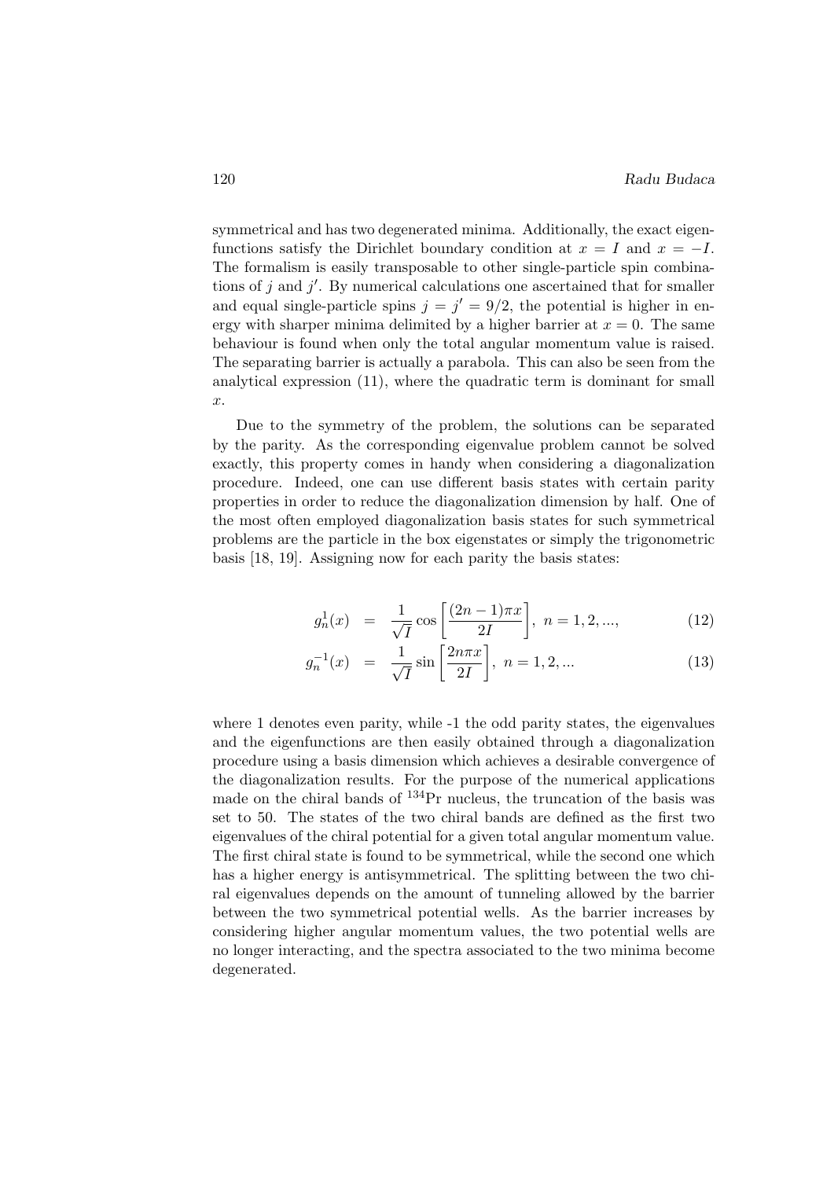symmetrical and has two degenerated minima. Additionally, the exact eigenfunctions satisfy the Dirichlet boundary condition at $x = I$ and $x = -I$. The formalism is easily transposable to other single-particle spin combinations of $j$ and $j'$. By numerical calculations one ascertained that for smaller and equal single-particle spins $j = j' = 9/2$, the potential is higher in energy with sharper minima delimited by a higher barrier at $x = 0$. The same behaviour is found when only the total angular momentum value is raised. The separating barrier is actually a parabola. This can also be seen from the analytical expression (11), where the quadratic term is dominant for small $x$.

Due to the symmetry of the problem, the solutions can be separated by the parity. As the corresponding eigenvalue problem cannot be solved exactly, this property comes in handy when considering a diagonalization procedure. Indeed, one can use different basis states with certain parity properties in order to reduce the diagonalization dimension by half. One of the most often employed diagonalization basis states for such symmetrical problems are the particle in the box eigenstates or simply the trigonometric basis [18, 19]. Assigning now for each parity the basis states:

$$g_n^1(x) = \frac{1}{\sqrt{I}} \cos\left[\frac{(2n-1)\pi x}{2I}\right],\ n = 1, 2, ..., \tag{12}$$

$$g_n^{-1}(x) = \frac{1}{\sqrt{I}} \sin\left[\frac{2n\pi x}{2I}\right],\ n = 1, 2, ... \tag{13}$$

where 1 denotes even parity, while -1 the odd parity states, the eigenvalues and the eigenfunctions are then easily obtained through a diagonalization procedure using a basis dimension which achieves a desirable convergence of the diagonalization results. For the purpose of the numerical applications made on the chiral bands of $^{134}$Pr nucleus, the truncation of the basis was set to 50. The states of the two chiral bands are defined as the first two eigenvalues of the chiral potential for a given total angular momentum value. The first chiral state is found to be symmetrical, while the second one which has a higher energy is antisymmetrical. The splitting between the two chiral eigenvalues depends on the amount of tunneling allowed by the barrier between the two symmetrical potential wells. As the barrier increases by considering higher angular momentum values, the two potential wells are no longer interacting, and the spectra associated to the two minima become degenerated.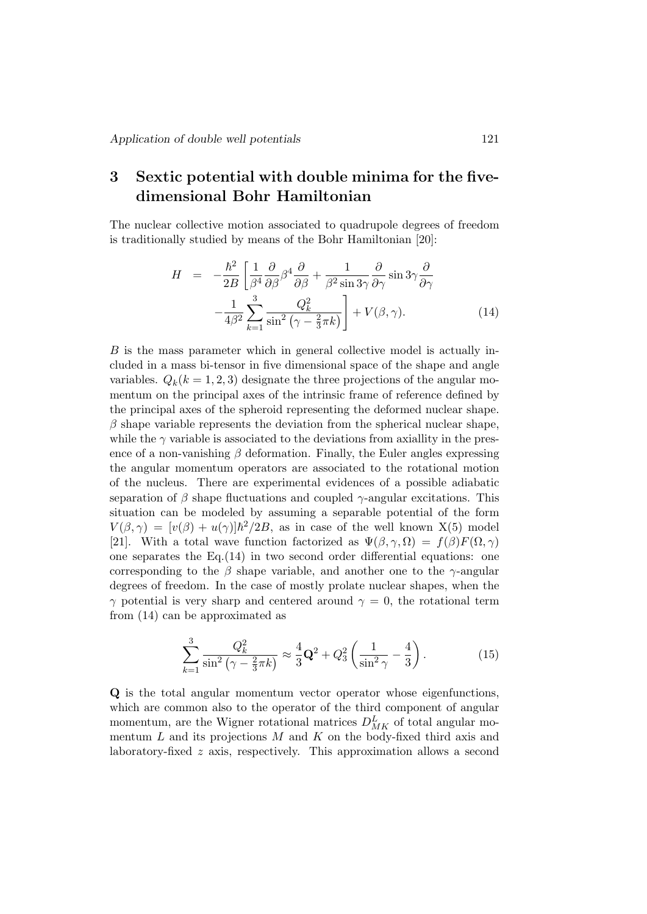## 3 Sextic potential with double minima for the five-dimensional Bohr Hamiltonian

The nuclear collective motion associated to quadrupole degrees of freedom is traditionally studied by means of the Bohr Hamiltonian [20]:

$$
\begin{aligned}
H &= -\frac{\hbar^2}{2B}\left[\frac{1}{\beta^4}\frac{\partial}{\partial\beta}\beta^4\frac{\partial}{\partial\beta}+\frac{1}{\beta^2\sin 3\gamma}\frac{\partial}{\partial\gamma}\sin 3\gamma\frac{\partial}{\partial\gamma}\right.\\
&\quad\left.-\frac{1}{4\beta^2}\sum_{k=1}^{3}\frac{Q_k^2}{\sin^2\left(\gamma-\frac{2}{3}\pi k\right)}\right]+V(\beta,\gamma). \qquad (14)
\end{aligned}
$$

$B$ is the mass parameter which in general collective model is actually included in a mass bi-tensor in five dimensional space of the shape and angle variables. $Q_k (k = 1,2,3)$ designate the three projections of the angular momentum on the principal axes of the intrinsic frame of reference defined by the principal axes of the spheroid representing the deformed nuclear shape. $\beta$ shape variable represents the deviation from the spherical nuclear shape, while the $\gamma$ variable is associated to the deviations from axiallity in the presence of a non-vanishing $\beta$ deformation. Finally, the Euler angles expressing the angular momentum operators are associated to the rotational motion of the nucleus. There are experimental evidences of a possible adiabatic separation of $\beta$ shape fluctuations and coupled $\gamma$-angular excitations. This situation can be modeled by assuming a separable potential of the form $V(\beta,\gamma) = [v(\beta) + u(\gamma)]\hbar^2/2B$, as in case of the well known X(5) model [21]. With a total wave function factorized as $\Psi(\beta,\gamma,\Omega) = f(\beta)F(\Omega,\gamma)$ one separates the Eq.(14) in two second order differential equations: one corresponding to the $\beta$ shape variable, and another one to the $\gamma$-angular degrees of freedom. In the case of mostly prolate nuclear shapes, when the $\gamma$ potential is very sharp and centered around $\gamma = 0$, the rotational term from (14) can be approximated as

$$
\sum_{k=1}^{3}\frac{Q_k^2}{\sin^2\left(\gamma-\frac{2}{3}\pi k\right)} \approx \frac{4}{3}\mathbf{Q}^2 + Q_3^2\left(\frac{1}{\sin^2\gamma}-\frac{4}{3}\right). \qquad (15)
$$

$\mathbf{Q}$ is the total angular momentum vector operator whose eigenfunctions, which are common also to the operator of the third component of angular momentum, are the Wigner rotational matrices $D^L_{MK}$ of total angular momentum $L$ and its projections $M$ and $K$ on the body-fixed third axis and laboratory-fixed $z$ axis, respectively. This approximation allows a second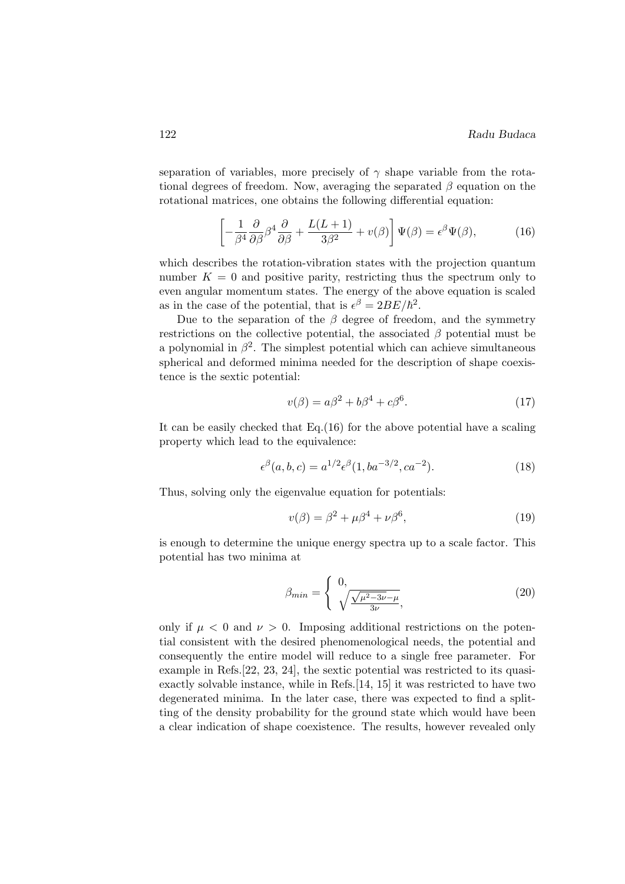separation of variables, more precisely of $\gamma$ shape variable from the rotational degrees of freedom. Now, averaging the separated $\beta$ equation on the rotational matrices, one obtains the following differential equation:

$$\left[-\frac{1}{\beta^4}\frac{\partial}{\partial\beta}\beta^4\frac{\partial}{\partial\beta}+\frac{L(L+1)}{3\beta^2}+v(\beta)\right]\Psi(\beta)=\epsilon^{\beta}\Psi(\beta), \tag{16}$$

which describes the rotation-vibration states with the projection quantum number $K=0$ and positive parity, restricting thus the spectrum only to even angular momentum states. The energy of the above equation is scaled as in the case of the potential, that is $\epsilon^{\beta}=2BE/\hbar^2$.

Due to the separation of the $\beta$ degree of freedom, and the symmetry restrictions on the collective potential, the associated $\beta$ potential must be a polynomial in $\beta^2$. The simplest potential which can achieve simultaneous spherical and deformed minima needed for the description of shape coexistence is the sextic potential:

$$v(\beta)=a\beta^2+b\beta^4+c\beta^6. \tag{17}$$

It can be easily checked that Eq.(16) for the above potential have a scaling property which lead to the equivalence:

$$\epsilon^{\beta}(a,b,c)=a^{1/2}\epsilon^{\beta}(1,ba^{-3/2},ca^{-2}). \tag{18}$$

Thus, solving only the eigenvalue equation for potentials:

$$v(\beta)=\beta^2+\mu\beta^4+\nu\beta^6, \tag{19}$$

is enough to determine the unique energy spectra up to a scale factor. This potential has two minima at

$$\beta_{min}=\begin{cases}0,\\ \sqrt{\frac{\sqrt{\mu^2-3\nu}-\mu}{3\nu}},\end{cases} \tag{20}$$

only if $\mu<0$ and $\nu>0$. Imposing additional restrictions on the potential consistent with the desired phenomenological needs, the potential and consequently the entire model will reduce to a single free parameter. For example in Refs.[22, 23, 24], the sextic potential was restricted to its quasi-exactly solvable instance, while in Refs.[14, 15] it was restricted to have two degenerated minima. In the later case, there was expected to find a splitting of the density probability for the ground state which would have been a clear indication of shape coexistence. The results, however revealed only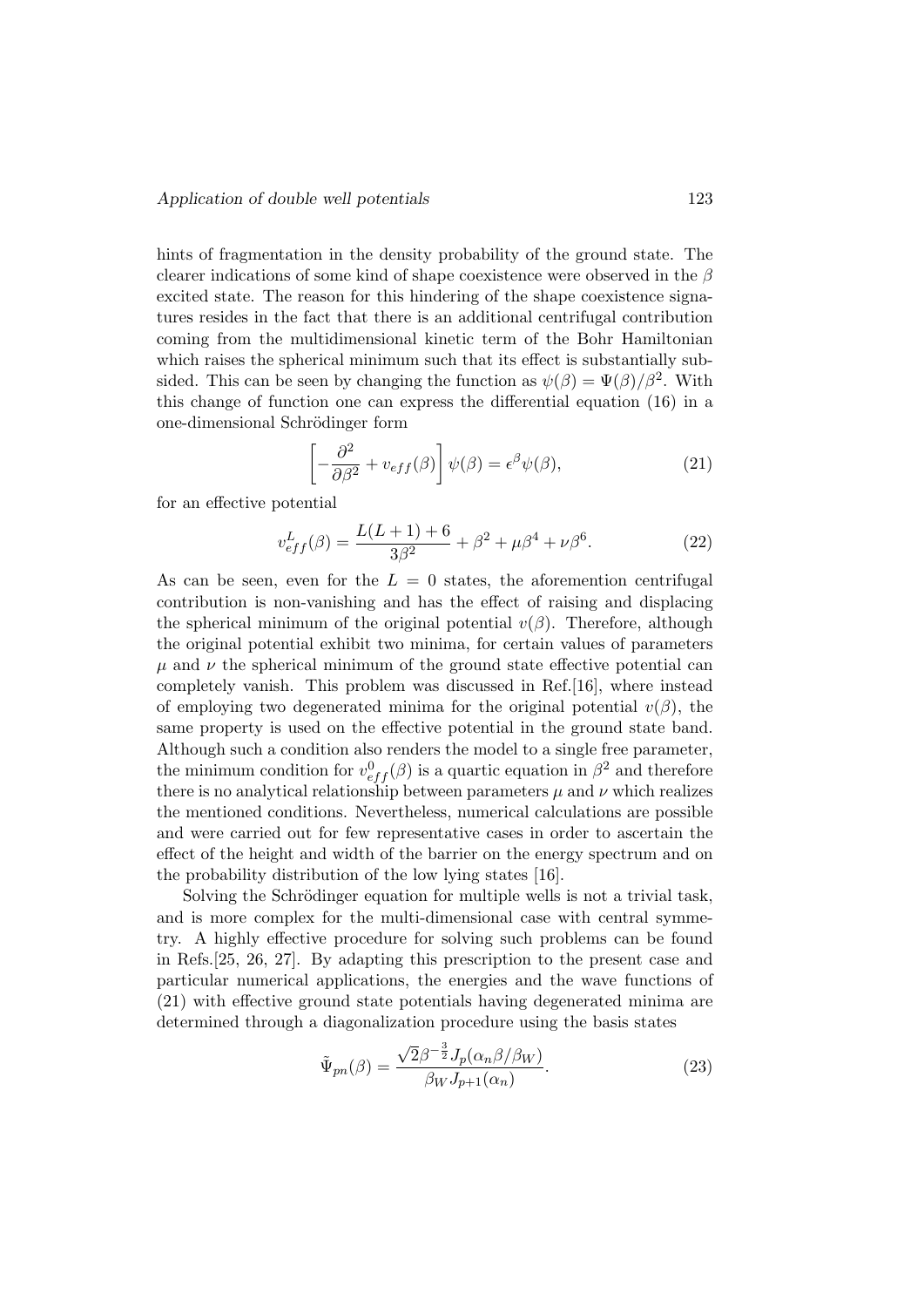hints of fragmentation in the density probability of the ground state. The clearer indications of some kind of shape coexistence were observed in the $\beta$ excited state. The reason for this hindering of the shape coexistence signatures resides in the fact that there is an additional centrifugal contribution coming from the multidimensional kinetic term of the Bohr Hamiltonian which raises the spherical minimum such that its effect is substantially subsided. This can be seen by changing the function as $\psi(\beta) = \Psi(\beta)/\beta^2$. With this change of function one can express the differential equation (16) in a one-dimensional Schrödinger form

$$\left[-\frac{\partial^2}{\partial \beta^2} + v_{eff}(\beta)\right]\psi(\beta) = \epsilon^{\beta}\psi(\beta), \tag{21}$$

for an effective potential

$$v_{eff}^{L}(\beta) = \frac{L(L+1)+6}{3\beta^2} + \beta^2 + \mu\beta^4 + \nu\beta^6. \tag{22}$$

As can be seen, even for the $L = 0$ states, the aforemention centrifugal contribution is non-vanishing and has the effect of raising and displacing the spherical minimum of the original potential $v(\beta)$. Therefore, although the original potential exhibit two minima, for certain values of parameters $\mu$ and $\nu$ the spherical minimum of the ground state effective potential can completely vanish. This problem was discussed in Ref.[16], where instead of employing two degenerated minima for the original potential $v(\beta)$, the same property is used on the effective potential in the ground state band. Although such a condition also renders the model to a single free parameter, the minimum condition for $v_{eff}^{0}(\beta)$ is a quartic equation in $\beta^2$ and therefore there is no analytical relationship between parameters $\mu$ and $\nu$ which realizes the mentioned conditions. Nevertheless, numerical calculations are possible and were carried out for few representative cases in order to ascertain the effect of the height and width of the barrier on the energy spectrum and on the probability distribution of the low lying states [16].

Solving the Schrödinger equation for multiple wells is not a trivial task, and is more complex for the multi-dimensional case with central symmetry. A highly effective procedure for solving such problems can be found in Refs.[25, 26, 27]. By adapting this prescription to the present case and particular numerical applications, the energies and the wave functions of (21) with effective ground state potentials having degenerated minima are determined through a diagonalization procedure using the basis states

$$\tilde{\Psi}_{pn}(\beta) = \frac{\sqrt{2}\beta^{-\frac{3}{2}} J_p(\alpha_n \beta/\beta_W)}{\beta_W J_{p+1}(\alpha_n)}. \tag{23}$$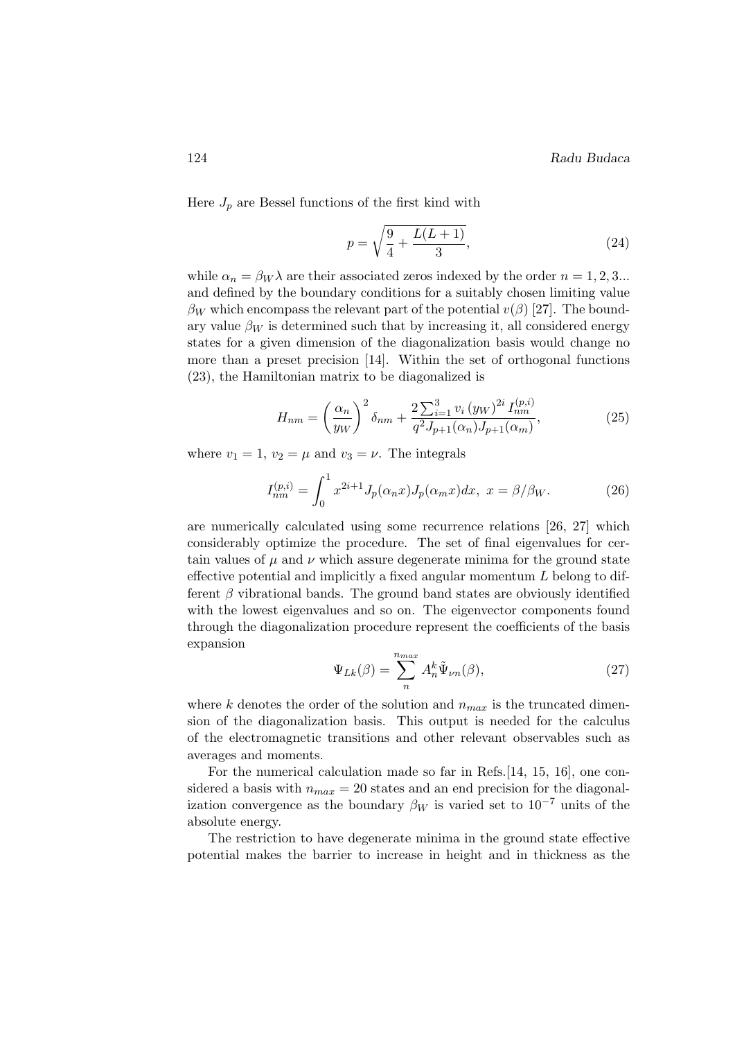Here $J_p$ are Bessel functions of the first kind with

$$p = \sqrt{\frac{9}{4} + \frac{L(L+1)}{3}}, \tag{24}$$

while $\alpha_n = \beta_W \lambda$ are their associated zeros indexed by the order $n = 1, 2, 3...$ and defined by the boundary conditions for a suitably chosen limiting value $\beta_W$ which encompass the relevant part of the potential $v(\beta)$ [27]. The boundary value $\beta_W$ is determined such that by increasing it, all considered energy states for a given dimension of the diagonalization basis would change no more than a preset precision [14]. Within the set of orthogonal functions (23), the Hamiltonian matrix to be diagonalized is

$$H_{nm} = \left(\frac{\alpha_n}{y_W}\right)^2 \delta_{nm} + \frac{2\sum_{i=1}^{3} v_i \left(y_W\right)^{2i} I_{nm}^{(p,i)}}{q^2 J_{p+1}(\alpha_n) J_{p+1}(\alpha_m)}, \tag{25}$$

where $v_1 = 1$, $v_2 = \mu$ and $v_3 = \nu$. The integrals

$$I_{nm}^{(p,i)} = \int_0^1 x^{2i+1} J_p(\alpha_n x) J_p(\alpha_m x) dx, \; x = \beta/\beta_W. \tag{26}$$

are numerically calculated using some recurrence relations [26, 27] which considerably optimize the procedure. The set of final eigenvalues for certain values of $\mu$ and $\nu$ which assure degenerate minima for the ground state effective potential and implicitly a fixed angular momentum $L$ belong to different $\beta$ vibrational bands. The ground band states are obviously identified with the lowest eigenvalues and so on. The eigenvector components found through the diagonalization procedure represent the coefficients of the basis expansion

$$\Psi_{Lk}(\beta) = \sum_{n}^{n_{max}} A_n^k \tilde{\Psi}_{\nu n}(\beta), \tag{27}$$

where $k$ denotes the order of the solution and $n_{max}$ is the truncated dimension of the diagonalization basis. This output is needed for the calculus of the electromagnetic transitions and other relevant observables such as averages and moments.

For the numerical calculation made so far in Refs.[14, 15, 16], one considered a basis with $n_{max} = 20$ states and an end precision for the diagonalization convergence as the boundary $\beta_W$ is varied set to $10^{-7}$ units of the absolute energy.

The restriction to have degenerate minima in the ground state effective potential makes the barrier to increase in height and in thickness as the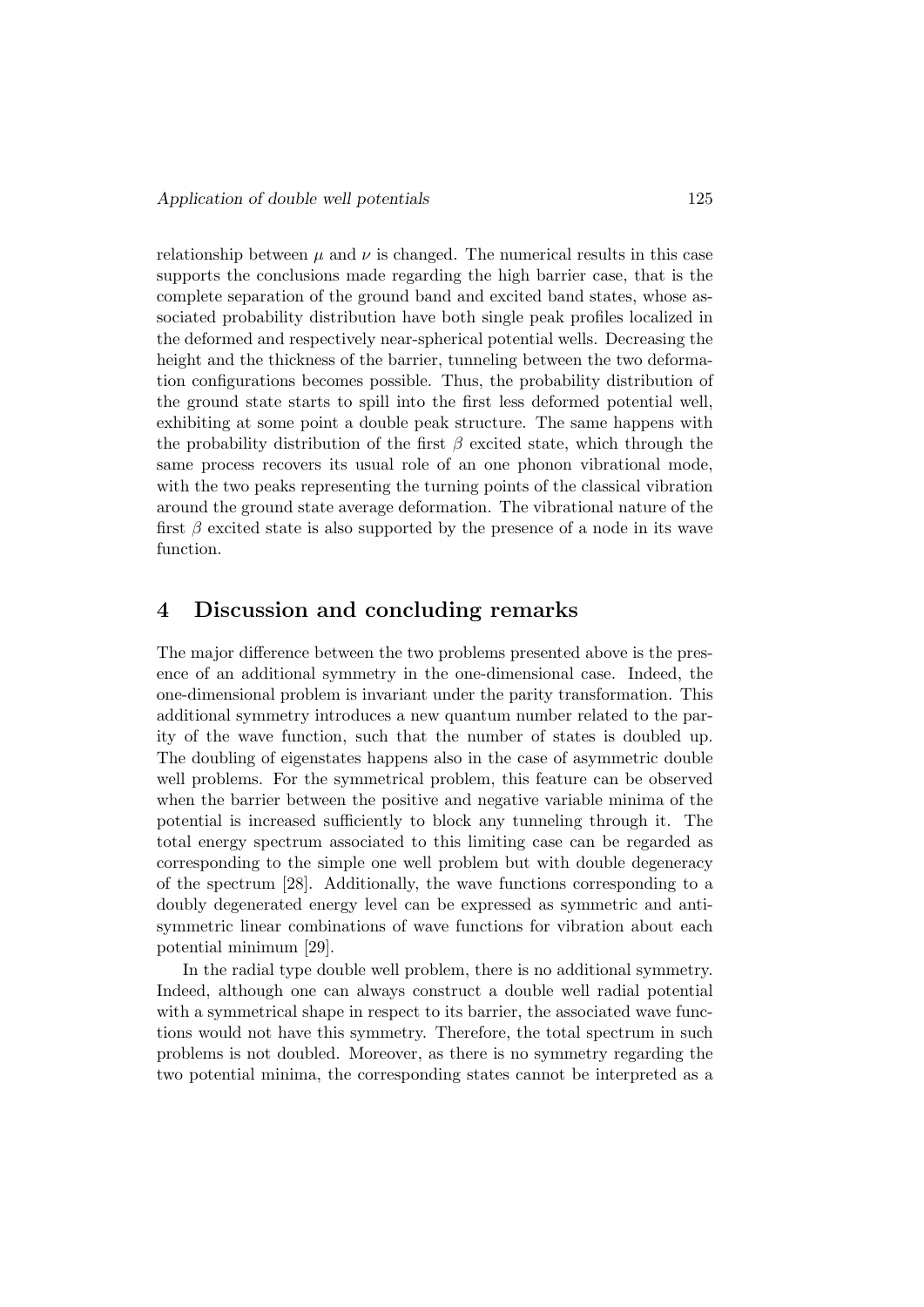relationship between $\mu$ and $\nu$ is changed. The numerical results in this case supports the conclusions made regarding the high barrier case, that is the complete separation of the ground band and excited band states, whose associated probability distribution have both single peak profiles localized in the deformed and respectively near-spherical potential wells. Decreasing the height and the thickness of the barrier, tunneling between the two deformation configurations becomes possible. Thus, the probability distribution of the ground state starts to spill into the first less deformed potential well, exhibiting at some point a double peak structure. The same happens with the probability distribution of the first $\beta$ excited state, which through the same process recovers its usual role of an one phonon vibrational mode, with the two peaks representing the turning points of the classical vibration around the ground state average deformation. The vibrational nature of the first $\beta$ excited state is also supported by the presence of a node in its wave function.

## 4 Discussion and concluding remarks

The major difference between the two problems presented above is the presence of an additional symmetry in the one-dimensional case. Indeed, the one-dimensional problem is invariant under the parity transformation. This additional symmetry introduces a new quantum number related to the parity of the wave function, such that the number of states is doubled up. The doubling of eigenstates happens also in the case of asymmetric double well problems. For the symmetrical problem, this feature can be observed when the barrier between the positive and negative variable minima of the potential is increased sufficiently to block any tunneling through it. The total energy spectrum associated to this limiting case can be regarded as corresponding to the simple one well problem but with double degeneracy of the spectrum [28]. Additionally, the wave functions corresponding to a doubly degenerated energy level can be expressed as symmetric and antisymmetric linear combinations of wave functions for vibration about each potential minimum [29].

In the radial type double well problem, there is no additional symmetry. Indeed, although one can always construct a double well radial potential with a symmetrical shape in respect to its barrier, the associated wave functions would not have this symmetry. Therefore, the total spectrum in such problems is not doubled. Moreover, as there is no symmetry regarding the two potential minima, the corresponding states cannot be interpreted as a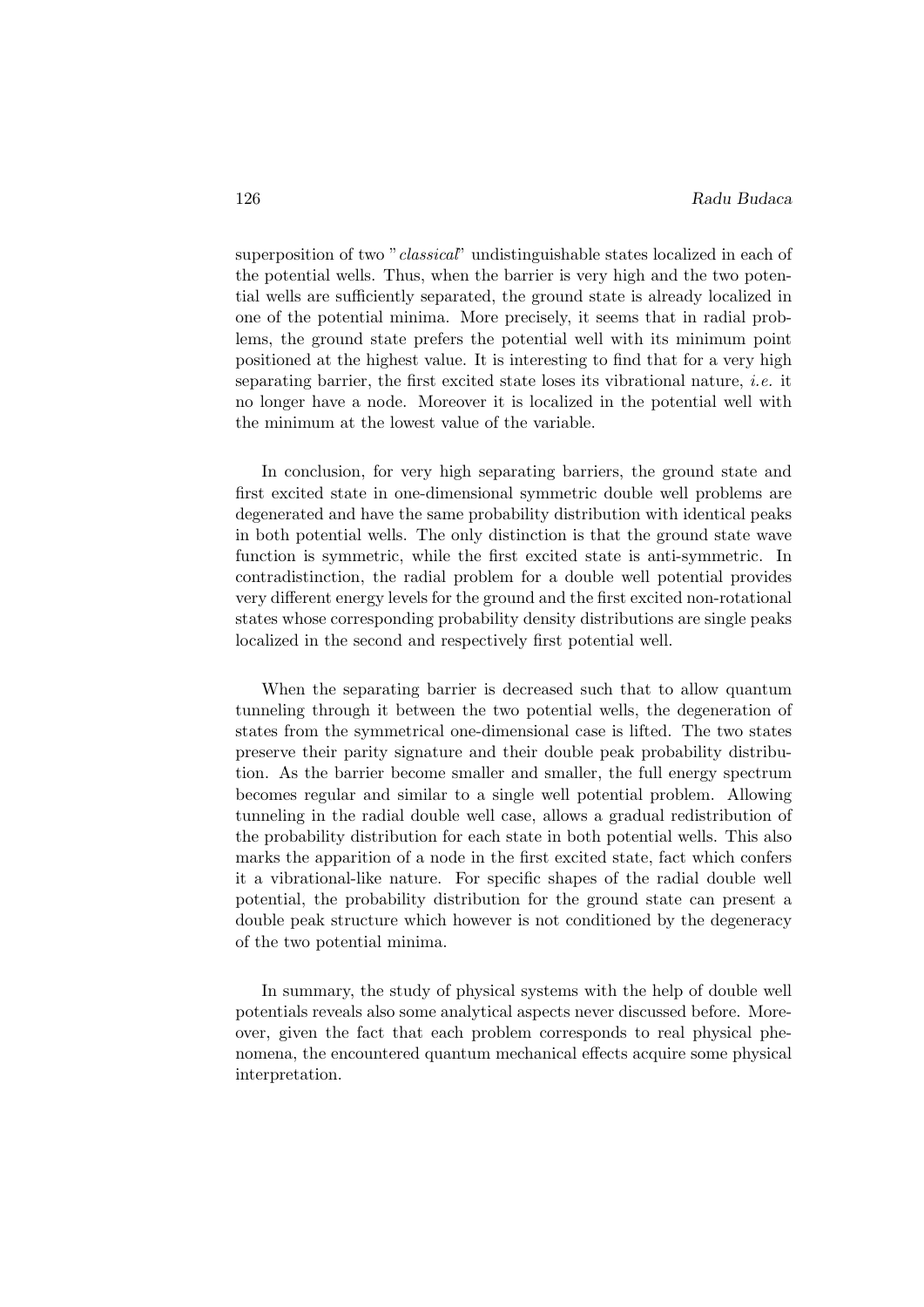superposition of two "*classical*" undistinguishable states localized in each of the potential wells. Thus, when the barrier is very high and the two potential wells are sufficiently separated, the ground state is already localized in one of the potential minima. More precisely, it seems that in radial problems, the ground state prefers the potential well with its minimum point positioned at the highest value. It is interesting to find that for a very high separating barrier, the first excited state loses its vibrational nature, *i.e.* it no longer have a node. Moreover it is localized in the potential well with the minimum at the lowest value of the variable.

In conclusion, for very high separating barriers, the ground state and first excited state in one-dimensional symmetric double well problems are degenerated and have the same probability distribution with identical peaks in both potential wells. The only distinction is that the ground state wave function is symmetric, while the first excited state is anti-symmetric. In contradistinction, the radial problem for a double well potential provides very different energy levels for the ground and the first excited non-rotational states whose corresponding probability density distributions are single peaks localized in the second and respectively first potential well.

When the separating barrier is decreased such that to allow quantum tunneling through it between the two potential wells, the degeneration of states from the symmetrical one-dimensional case is lifted. The two states preserve their parity signature and their double peak probability distribution. As the barrier become smaller and smaller, the full energy spectrum becomes regular and similar to a single well potential problem. Allowing tunneling in the radial double well case, allows a gradual redistribution of the probability distribution for each state in both potential wells. This also marks the apparition of a node in the first excited state, fact which confers it a vibrational-like nature. For specific shapes of the radial double well potential, the probability distribution for the ground state can present a double peak structure which however is not conditioned by the degeneracy of the two potential minima.

In summary, the study of physical systems with the help of double well potentials reveals also some analytical aspects never discussed before. Moreover, given the fact that each problem corresponds to real physical phenomena, the encountered quantum mechanical effects acquire some physical interpretation.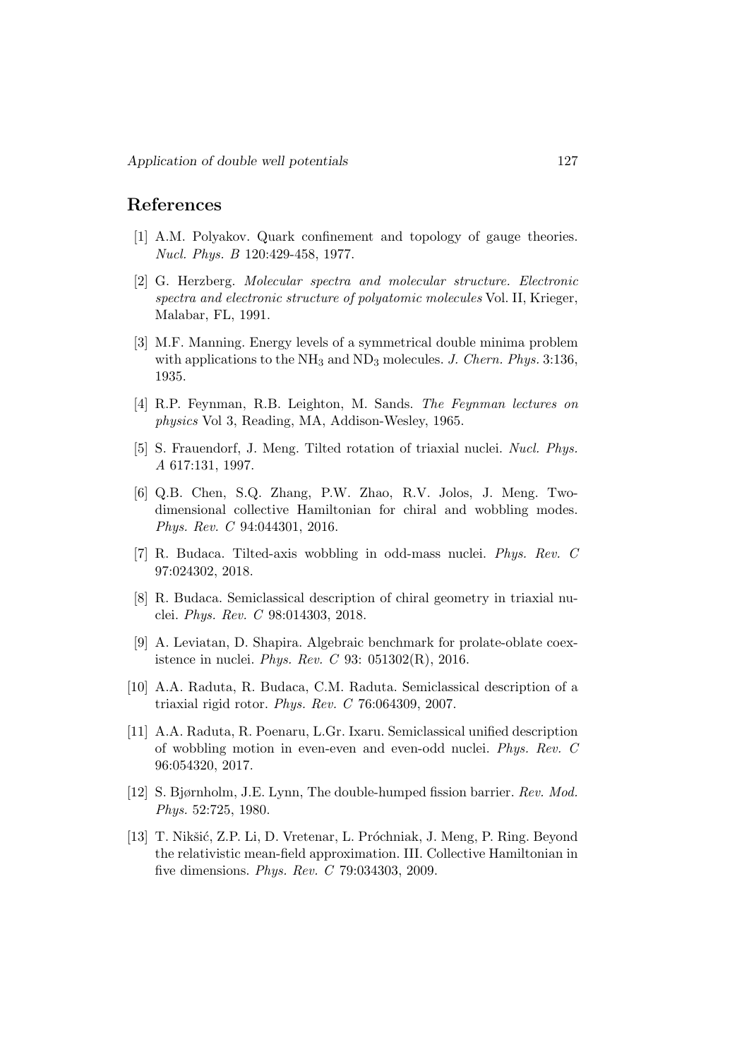## References

[1] A.M. Polyakov. Quark confinement and topology of gauge theories. *Nucl. Phys. B* 120:429-458, 1977.

[2] G. Herzberg. *Molecular spectra and molecular structure. Electronic spectra and electronic structure of polyatomic molecules* Vol. II, Krieger, Malabar, FL, 1991.

[3] M.F. Manning. Energy levels of a symmetrical double minima problem with applications to the $NH_3$ and $ND_3$ molecules. *J. Chern. Phys.* 3:136, 1935.

[4] R.P. Feynman, R.B. Leighton, M. Sands. *The Feynman lectures on physics* Vol 3, Reading, MA, Addison-Wesley, 1965.

[5] S. Frauendorf, J. Meng. Tilted rotation of triaxial nuclei. *Nucl. Phys. A* 617:131, 1997.

[6] Q.B. Chen, S.Q. Zhang, P.W. Zhao, R.V. Jolos, J. Meng. Two-dimensional collective Hamiltonian for chiral and wobbling modes. *Phys. Rev. C* 94:044301, 2016.

[7] R. Budaca. Tilted-axis wobbling in odd-mass nuclei. *Phys. Rev. C* 97:024302, 2018.

[8] R. Budaca. Semiclassical description of chiral geometry in triaxial nuclei. *Phys. Rev. C* 98:014303, 2018.

[9] A. Leviatan, D. Shapira. Algebraic benchmark for prolate-oblate coexistence in nuclei. *Phys. Rev. C* 93: 051302(R), 2016.

[10] A.A. Raduta, R. Budaca, C.M. Raduta. Semiclassical description of a triaxial rigid rotor. *Phys. Rev. C* 76:064309, 2007.

[11] A.A. Raduta, R. Poenaru, L.Gr. Ixaru. Semiclassical unified description of wobbling motion in even-even and even-odd nuclei. *Phys. Rev. C* 96:054320, 2017.

[12] S. Bjørnholm, J.E. Lynn, The double-humped fission barrier. *Rev. Mod. Phys.* 52:725, 1980.

[13] T. Nikšić, Z.P. Li, D. Vretenar, L. Próchniak, J. Meng, P. Ring. Beyond the relativistic mean-field approximation. III. Collective Hamiltonian in five dimensions. *Phys. Rev. C* 79:034303, 2009.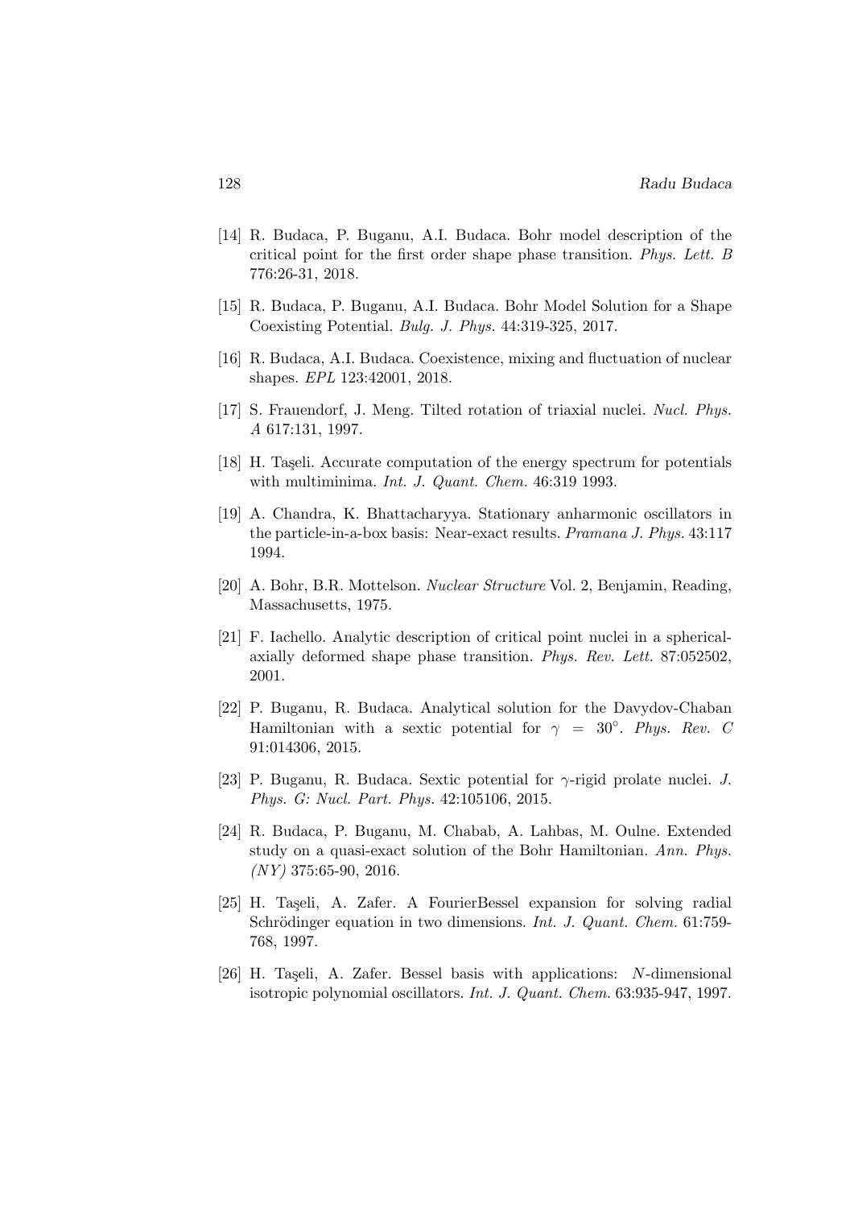[14] R. Budaca, P. Buganu, A.I. Budaca. Bohr model description of the critical point for the first order shape phase transition. *Phys. Lett. B* 776:26-31, 2018.

[15] R. Budaca, P. Buganu, A.I. Budaca. Bohr Model Solution for a Shape Coexisting Potential. *Bulg. J. Phys.* 44:319-325, 2017.

[16] R. Budaca, A.I. Budaca. Coexistence, mixing and fluctuation of nuclear shapes. *EPL* 123:42001, 2018.

[17] S. Frauendorf, J. Meng. Tilted rotation of triaxial nuclei. *Nucl. Phys. A* 617:131, 1997.

[18] H. Taşeli. Accurate computation of the energy spectrum for potentials with multiminima. *Int. J. Quant. Chem.* 46:319 1993.

[19] A. Chandra, K. Bhattacharyya. Stationary anharmonic oscillators in the particle-in-a-box basis: Near-exact results. *Pramana J. Phys.* 43:117 1994.

[20] A. Bohr, B.R. Mottelson. *Nuclear Structure* Vol. 2, Benjamin, Reading, Massachusetts, 1975.

[21] F. Iachello. Analytic description of critical point nuclei in a spherical-axially deformed shape phase transition. *Phys. Rev. Lett.* 87:052502, 2001.

[22] P. Buganu, R. Budaca. Analytical solution for the Davydov-Chaban Hamiltonian with a sextic potential for $\gamma = 30^{\circ}$. *Phys. Rev. C* 91:014306, 2015.

[23] P. Buganu, R. Budaca. Sextic potential for $\gamma$-rigid prolate nuclei. *J. Phys. G: Nucl. Part. Phys.* 42:105106, 2015.

[24] R. Budaca, P. Buganu, M. Chabab, A. Lahbas, M. Oulne. Extended study on a quasi-exact solution of the Bohr Hamiltonian. *Ann. Phys. (NY)* 375:65-90, 2016.

[25] H. Taşeli, A. Zafer. A FourierBessel expansion for solving radial Schrödinger equation in two dimensions. *Int. J. Quant. Chem.* 61:759-768, 1997.

[26] H. Taşeli, A. Zafer. Bessel basis with applications: $N$-dimensional isotropic polynomial oscillators. *Int. J. Quant. Chem.* 63:935-947, 1997.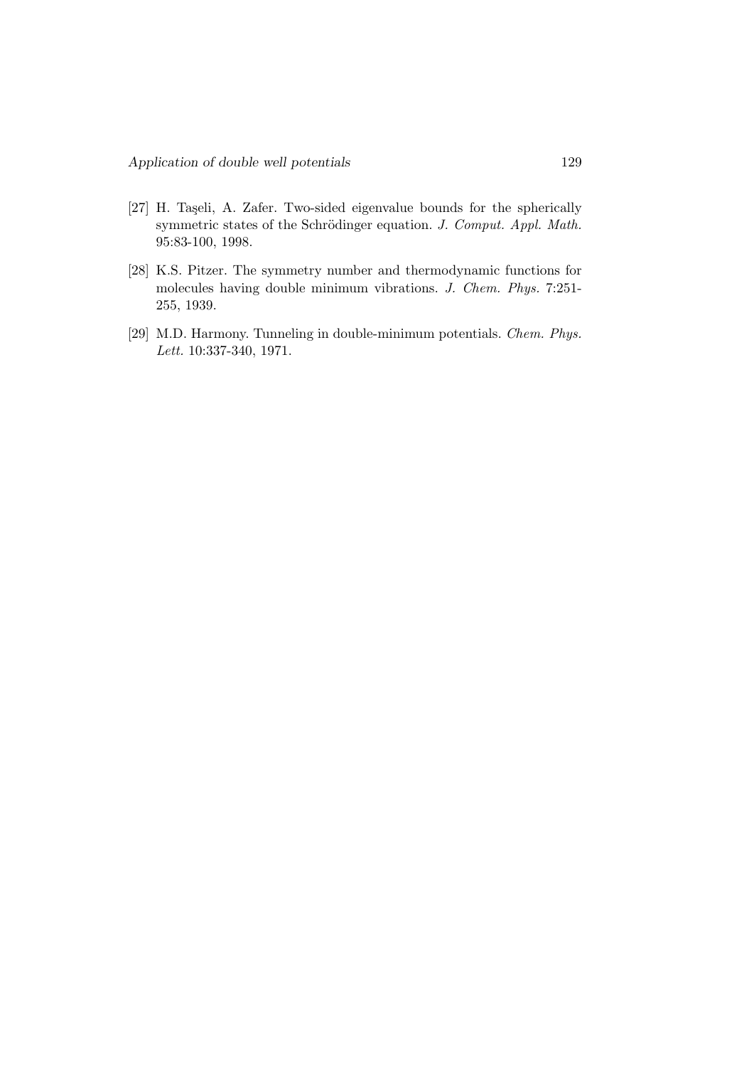[27] H. Taşeli, A. Zafer. Two-sided eigenvalue bounds for the spherically symmetric states of the Schrödinger equation. *J. Comput. Appl. Math.* 95:83-100, 1998.

[28] K.S. Pitzer. The symmetry number and thermodynamic functions for molecules having double minimum vibrations. *J. Chem. Phys.* 7:251-255, 1939.

[29] M.D. Harmony. Tunneling in double-minimum potentials. *Chem. Phys. Lett.* 10:337-340, 1971.